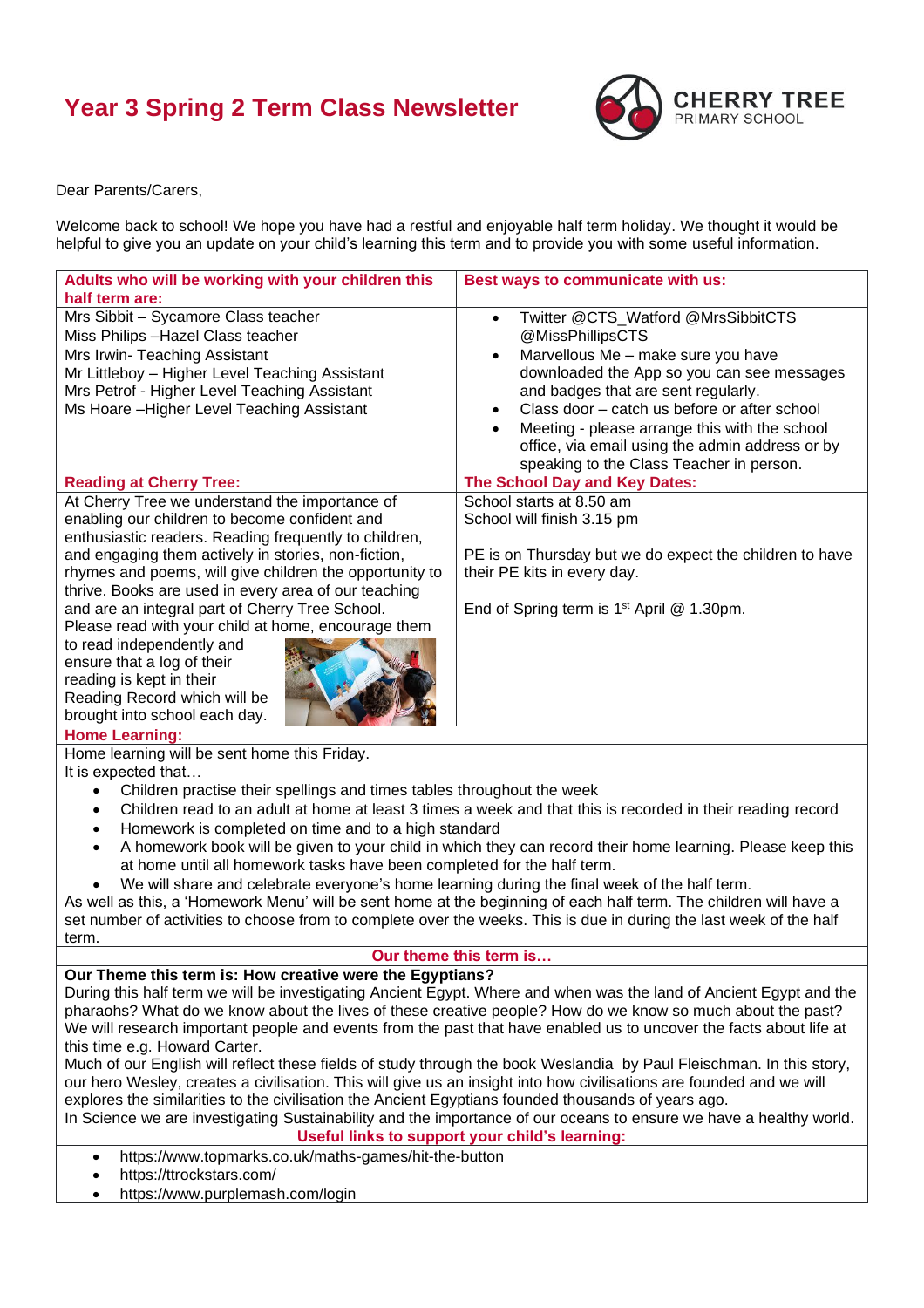# Year 3 Spring 2 Term Class Newsletter

CHERRY TREE
PRIMARY SCHOOL

Dear Parents/Carers,

Welcome back to school! We hope you have had a restful and enjoyable half term holiday. We thought it would be helpful to give you an update on your child's learning this term and to provide you with some useful information.

| **Adults who will be working with your children this half term are:** | **Best ways to communicate with us:** |
|---|---|
| Mrs Sibbit – Sycamore Class teacher<br>Miss Philips –Hazel Class teacher<br>Mrs Irwin- Teaching Assistant<br>Mr Littleboy – Higher Level Teaching Assistant<br>Mrs Petrof - Higher Level Teaching Assistant<br>Ms Hoare –Higher Level Teaching Assistant | • Twitter @CTS_Watford @MrsSibbitCTS @MissPhillipsCTS<br>• Marvellous Me – make sure you have downloaded the App so you can see messages and badges that are sent regularly.<br>• Class door – catch us before or after school<br>• Meeting - please arrange this with the school office, via email using the admin address or by speaking to the Class Teacher in person. |
| **Reading at Cherry Tree:** | **The School Day and Key Dates:** |
| At Cherry Tree we understand the importance of enabling our children to become confident and enthusiastic readers. Reading frequently to children, and engaging them actively in stories, non-fiction, rhymes and poems, will give children the opportunity to thrive. Books are used in every area of our teaching and are an integral part of Cherry Tree School. Please read with your child at home, encourage them to read independently and ensure that a log of their reading is kept in their Reading Record which will be brought into school each day. | School starts at 8.50 am<br>School will finish 3.15 pm<br><br>PE is on Thursday but we do expect the children to have their PE kits in every day.<br><br>End of Spring term is 1st April @ 1.30pm. |

**Home Learning:**

Home learning will be sent home this Friday.
It is expected that…

- Children practise their spellings and times tables throughout the week
- Children read to an adult at home at least 3 times a week and that this is recorded in their reading record
- Homework is completed on time and to a high standard
- A homework book will be given to your child in which they can record their home learning. Please keep this at home until all homework tasks have been completed for the half term.
- We will share and celebrate everyone's home learning during the final week of the half term.

As well as this, a 'Homework Menu' will be sent home at the beginning of each half term. The children will have a set number of activities to choose from to complete over the weeks. This is due in during the last week of the half term.

**Our theme this term is…**

**Our Theme this term is: How creative were the Egyptians?**

During this half term we will be investigating Ancient Egypt. Where and when was the land of Ancient Egypt and the pharaohs? What do we know about the lives of these creative people? How do we know so much about the past? We will research important people and events from the past that have enabled us to uncover the facts about life at this time e.g. Howard Carter.

Much of our English will reflect these fields of study through the book Weslandia by Paul Fleischman. In this story, our hero Wesley, creates a civilisation. This will give us an insight into how civilisations are founded and we will explores the similarities to the civilisation the Ancient Egyptians founded thousands of years ago.

In Science we are investigating Sustainability and the importance of our oceans to ensure we have a healthy world.

**Useful links to support your child's learning:**

- https://www.topmarks.co.uk/maths-games/hit-the-button
- https://ttrockstars.com/
- https://www.purplemash.com/login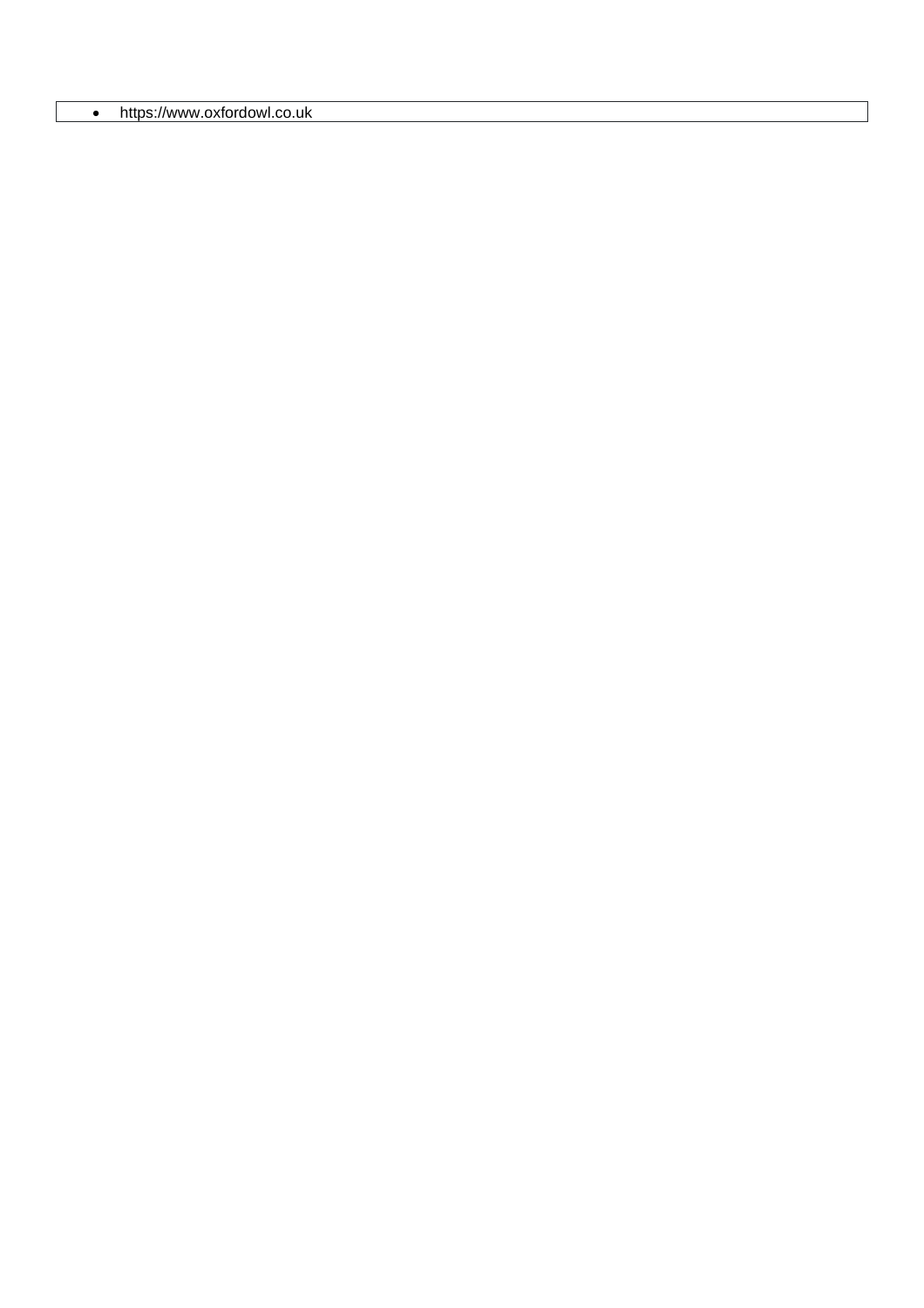- https://www.oxfordowl.co.uk